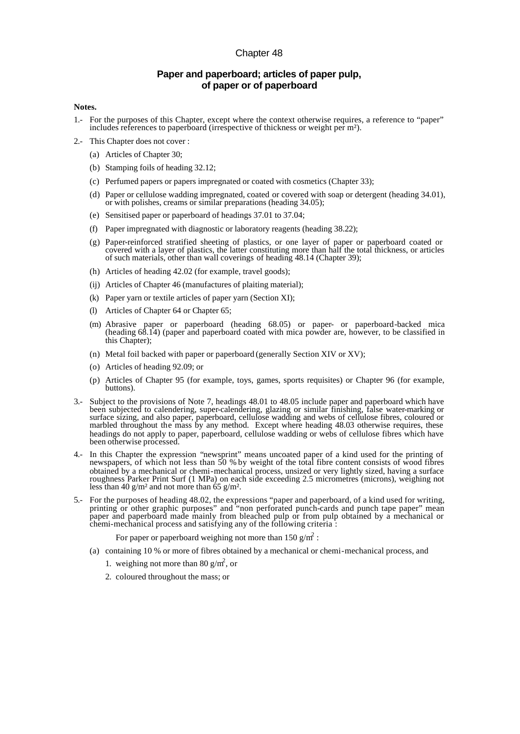# Chapter 48

## Paper and paperboard; articles of paper pulp, of paper or of paperboard

**Notes.**

1.- For the purposes of this Chapter, except where the context otherwise requires, a reference to "paper" includes references to paperboard (irrespective of thickness or weight per m²).

2.- This Chapter does not cover :

(a) Articles of Chapter 30;

(b) Stamping foils of heading 32.12;

(c) Perfumed papers or papers impregnated or coated with cosmetics (Chapter 33);

(d) Paper or cellulose wadding impregnated, coated or covered with soap or detergent (heading 34.01), or with polishes, creams or similar preparations (heading 34.05);

(e) Sensitised paper or paperboard of headings 37.01 to 37.04;

(f) Paper impregnated with diagnostic or laboratory reagents (heading 38.22);

(g) Paper-reinforced stratified sheeting of plastics, or one layer of paper or paperboard coated or covered with a layer of plastics, the latter constituting more than half the total thickness, or articles of such materials, other than wall coverings of heading 48.14 (Chapter 39);

(h) Articles of heading 42.02 (for example, travel goods);

(ij) Articles of Chapter 46 (manufactures of plaiting material);

(k) Paper yarn or textile articles of paper yarn (Section XI);

(l) Articles of Chapter 64 or Chapter 65;

(m) Abrasive paper or paperboard (heading 68.05) or paper- or paperboard-backed mica (heading 68.14) (paper and paperboard coated with mica powder are, however, to be classified in this Chapter);

(n) Metal foil backed with paper or paperboard (generally Section XIV or XV);

(o) Articles of heading 92.09; or

(p) Articles of Chapter 95 (for example, toys, games, sports requisites) or Chapter 96 (for example, buttons).

3.- Subject to the provisions of Note 7, headings 48.01 to 48.05 include paper and paperboard which have been subjected to calendering, super-calendering, glazing or similar finishing, false water-marking or surface sizing, and also paper, paperboard, cellulose wadding and webs of cellulose fibres, coloured or marbled throughout the mass by any method. Except where heading 48.03 otherwise requires, these headings do not apply to paper, paperboard, cellulose wadding or webs of cellulose fibres which have been otherwise processed.

4.- In this Chapter the expression "newsprint" means uncoated paper of a kind used for the printing of newspapers, of which not less than 50 % by weight of the total fibre content consists of wood fibres obtained by a mechanical or chemi-mechanical process, unsized or very lightly sized, having a surface roughness Parker Print Surf (1 MPa) on each side exceeding 2.5 micrometres (microns), weighing not less than 40 g/m² and not more than 65 g/m².

5.- For the purposes of heading 48.02, the expressions "paper and paperboard, of a kind used for writing, printing or other graphic purposes" and "non perforated punch-cards and punch tape paper" mean paper and paperboard made mainly from bleached pulp or from pulp obtained by a mechanical or chemi-mechanical process and satisfying any of the following criteria :

For paper or paperboard weighing not more than 150 g/m² :

(a) containing 10 % or more of fibres obtained by a mechanical or chemi-mechanical process, and

1. weighing not more than 80 g/m², or

2. coloured throughout the mass; or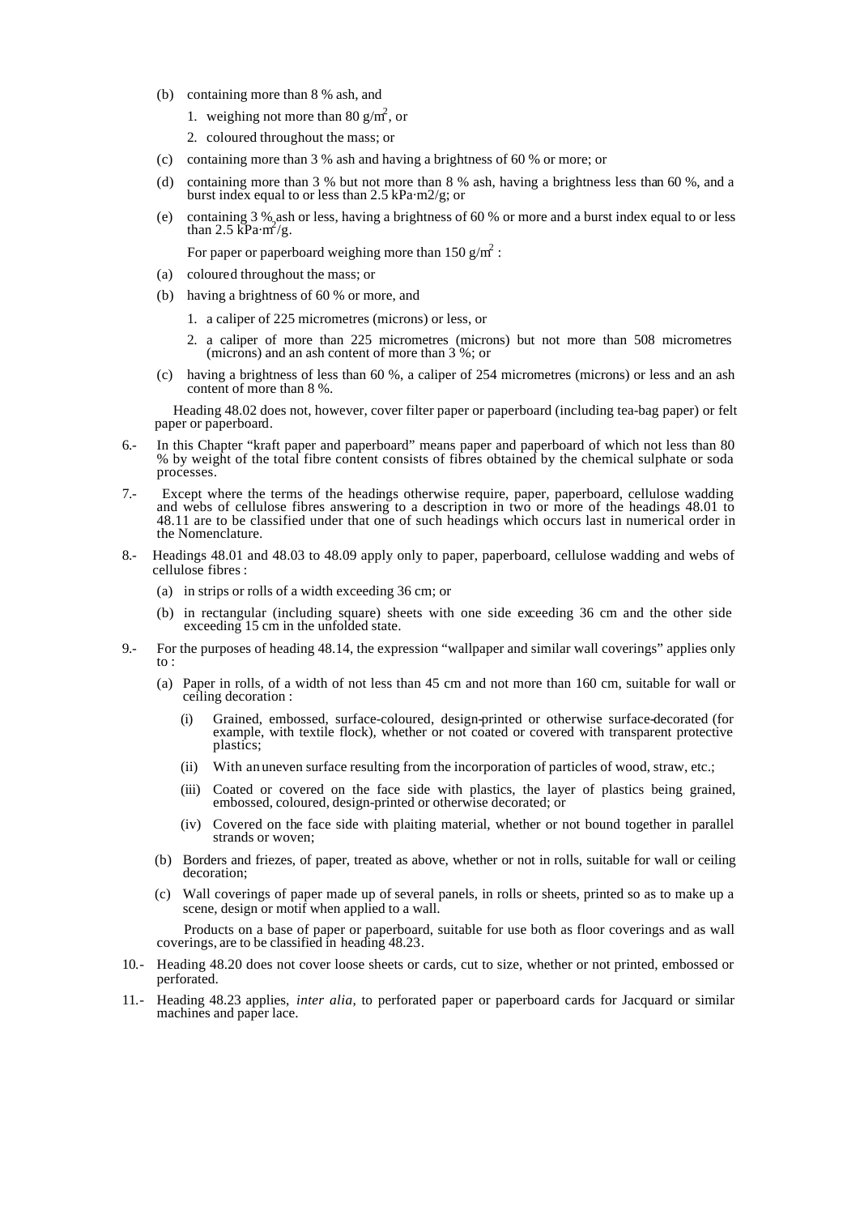(b) containing more than 8 % ash, and

1. weighing not more than 80 g/m$^2$, or
2. coloured throughout the mass; or

(c) containing more than 3 % ash and having a brightness of 60 % or more; or

(d) containing more than 3 % but not more than 8 % ash, having a brightness less than 60 %, and a burst index equal to or less than 2.5 kPa·m2/g; or

(e) containing 3 % ash or less, having a brightness of 60 % or more and a burst index equal to or less than 2.5 kPa·m$^2$/g.

For paper or paperboard weighing more than 150 g/m$^2$ :

(a) coloured throughout the mass; or

(b) having a brightness of 60 % or more, and

1. a caliper of 225 micrometres (microns) or less, or
2. a caliper of more than 225 micrometres (microns) but not more than 508 micrometres (microns) and an ash content of more than 3 %; or

(c) having a brightness of less than 60 %, a caliper of 254 micrometres (microns) or less and an ash content of more than 8 %.

Heading 48.02 does not, however, cover filter paper or paperboard (including tea-bag paper) or felt paper or paperboard.

6.- In this Chapter "kraft paper and paperboard" means paper and paperboard of which not less than 80 % by weight of the total fibre content consists of fibres obtained by the chemical sulphate or soda processes.

7.- Except where the terms of the headings otherwise require, paper, paperboard, cellulose wadding and webs of cellulose fibres answering to a description in two or more of the headings 48.01 to 48.11 are to be classified under that one of such headings which occurs last in numerical order in the Nomenclature.

8.- Headings 48.01 and 48.03 to 48.09 apply only to paper, paperboard, cellulose wadding and webs of cellulose fibres :

(a) in strips or rolls of a width exceeding 36 cm; or

(b) in rectangular (including square) sheets with one side exceeding 36 cm and the other side exceeding 15 cm in the unfolded state.

9.- For the purposes of heading 48.14, the expression "wallpaper and similar wall coverings" applies only to :

(a) Paper in rolls, of a width of not less than 45 cm and not more than 160 cm, suitable for wall or ceiling decoration :

(i) Grained, embossed, surface-coloured, design-printed or otherwise surface-decorated (for example, with textile flock), whether or not coated or covered with transparent protective plastics;

(ii) With an uneven surface resulting from the incorporation of particles of wood, straw, etc.;

(iii) Coated or covered on the face side with plastics, the layer of plastics being grained, embossed, coloured, design-printed or otherwise decorated; or

(iv) Covered on the face side with plaiting material, whether or not bound together in parallel strands or woven;

(b) Borders and friezes, of paper, treated as above, whether or not in rolls, suitable for wall or ceiling decoration;

(c) Wall coverings of paper made up of several panels, in rolls or sheets, printed so as to make up a scene, design or motif when applied to a wall.

Products on a base of paper or paperboard, suitable for use both as floor coverings and as wall coverings, are to be classified in heading 48.23.

10.- Heading 48.20 does not cover loose sheets or cards, cut to size, whether or not printed, embossed or perforated.

11.- Heading 48.23 applies, *inter alia*, to perforated paper or paperboard cards for Jacquard or similar machines and paper lace.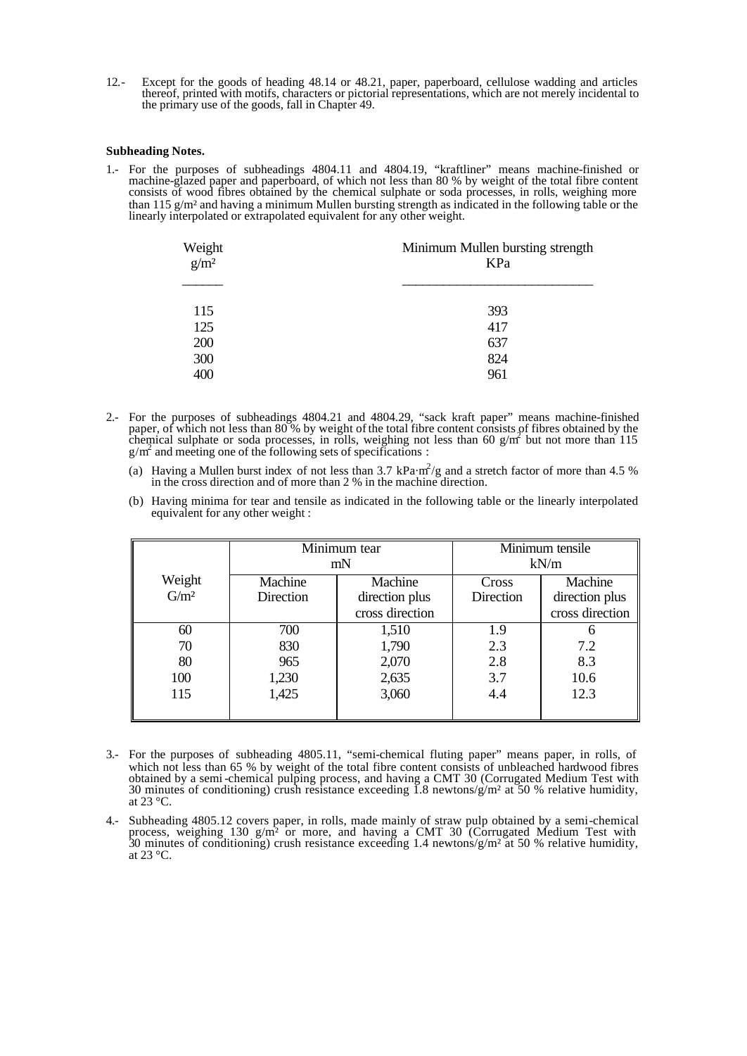12.- Except for the goods of heading 48.14 or 48.21, paper, paperboard, cellulose wadding and articles thereof, printed with motifs, characters or pictorial representations, which are not merely incidental to the primary use of the goods, fall in Chapter 49.

**Subheading Notes.**

1.- For the purposes of subheadings 4804.11 and 4804.19, "kraftliner" means machine-finished or machine-glazed paper and paperboard, of which not less than 80 % by weight of the total fibre content consists of wood fibres obtained by the chemical sulphate or soda processes, in rolls, weighing more than 115 g/m² and having a minimum Mullen bursting strength as indicated in the following table or the linearly interpolated or extrapolated equivalent for any other weight.

| Weight g/m² | Minimum Mullen bursting strength KPa |
|---|---|
| 115 | 393 |
| 125 | 417 |
| 200 | 637 |
| 300 | 824 |
| 400 | 961 |

2.- For the purposes of subheadings 4804.21 and 4804.29, "sack kraft paper" means machine-finished paper, of which not less than 80 % by weight of the total fibre content consists of fibres obtained by the chemical sulphate or soda processes, in rolls, weighing not less than 60 g/m² but not more than 115 g/m² and meeting one of the following sets of specifications :

(a) Having a Mullen burst index of not less than 3.7 kPa·m²/g and a stretch factor of more than 4.5 % in the cross direction and of more than 2 % in the machine direction.

(b) Having minima for tear and tensile as indicated in the following table or the linearly interpolated equivalent for any other weight :

| | Minimum tear mN | | Minimum tensile kN/m | |
|---|---|---|---|---|
| Weight G/m² | Machine Direction | Machine direction plus cross direction | Cross Direction | Machine direction plus cross direction |
| 60 | 700 | 1,510 | 1.9 | 6 |
| 70 | 830 | 1,790 | 2.3 | 7.2 |
| 80 | 965 | 2,070 | 2.8 | 8.3 |
| 100 | 1,230 | 2,635 | 3.7 | 10.6 |
| 115 | 1,425 | 3,060 | 4.4 | 12.3 |

3.- For the purposes of subheading 4805.11, "semi-chemical fluting paper" means paper, in rolls, of which not less than 65 % by weight of the total fibre content consists of unbleached hardwood fibres obtained by a semi-chemical pulping process, and having a CMT 30 (Corrugated Medium Test with 30 minutes of conditioning) crush resistance exceeding 1.8 newtons/g/m² at 50 % relative humidity, at 23 °C.

4.- Subheading 4805.12 covers paper, in rolls, made mainly of straw pulp obtained by a semi-chemical process, weighing 130 g/m² or more, and having a CMT 30 (Corrugated Medium Test with 30 minutes of conditioning) crush resistance exceeding 1.4 newtons/g/m² at 50 % relative humidity, at 23 °C.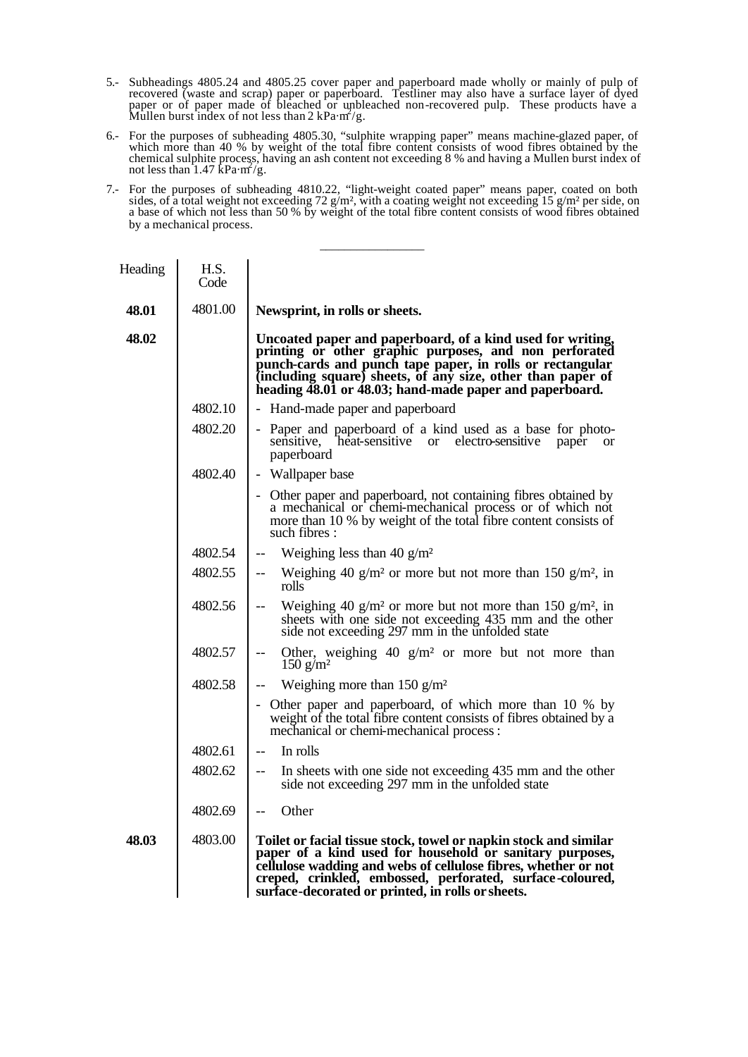5.- Subheadings 4805.24 and 4805.25 cover paper and paperboard made wholly or mainly of pulp of recovered (waste and scrap) paper or paperboard. Testliner may also have a surface layer of dyed paper or of paper made of bleached or unbleached non-recovered pulp. These products have a Mullen burst index of not less than 2 $kPa \cdot m^2/g$.

6.- For the purposes of subheading 4805.30, "sulphite wrapping paper" means machine-glazed paper, of which more than 40 % by weight of the total fibre content consists of wood fibres obtained by the chemical sulphite process, having an ash content not exceeding 8 % and having a Mullen burst index of not less than 1.47 $kPa \cdot m^2/g$.

7.- For the purposes of subheading 4810.22, "light-weight coated paper" means paper, coated on both sides, of a total weight not exceeding 72 $g/m^2$, with a coating weight not exceeding 15 $g/m^2$ per side, on a base of which not less than 50 % by weight of the total fibre content consists of wood fibres obtained by a mechanical process.

---

| Heading | H.S. Code | |
|---|---|---|
| **48.01** | 4801.00 | **Newsprint, in rolls or sheets.** |
| **48.02** | | **Uncoated paper and paperboard, of a kind used for writing, printing or other graphic purposes, and non perforated punch-cards and punch tape paper, in rolls or rectangular (including square) sheets, of any size, other than paper of heading 48.01 or 48.03; hand-made paper and paperboard.** |
| | 4802.10 | - Hand-made paper and paperboard |
| | 4802.20 | - Paper and paperboard of a kind used as a base for photo-sensitive, heat-sensitive or electro-sensitive paper or paperboard |
| | 4802.40 | - Wallpaper base |
| | | - Other paper and paperboard, not containing fibres obtained by a mechanical or chemi-mechanical process or of which not more than 10 % by weight of the total fibre content consists of such fibres : |
| | 4802.54 | -- Weighing less than 40 $g/m^2$ |
| | 4802.55 | -- Weighing 40 $g/m^2$ or more but not more than 150 $g/m^2$, in rolls |
| | 4802.56 | -- Weighing 40 $g/m^2$ or more but not more than 150 $g/m^2$, in sheets with one side not exceeding 435 mm and the other side not exceeding 297 mm in the unfolded state |
| | 4802.57 | -- Other, weighing 40 $g/m^2$ or more but not more than 150 $g/m^2$ |
| | 4802.58 | -- Weighing more than 150 $g/m^2$ |
| | | - Other paper and paperboard, of which more than 10 % by weight of the total fibre content consists of fibres obtained by a mechanical or chemi-mechanical process : |
| | 4802.61 | -- In rolls |
| | 4802.62 | -- In sheets with one side not exceeding 435 mm and the other side not exceeding 297 mm in the unfolded state |
| | 4802.69 | -- Other |
| **48.03** | 4803.00 | **Toilet or facial tissue stock, towel or napkin stock and similar paper of a kind used for household or sanitary purposes, cellulose wadding and webs of cellulose fibres, whether or not creped, crinkled, embossed, perforated, surface-coloured, surface-decorated or printed, in rolls or sheets.** |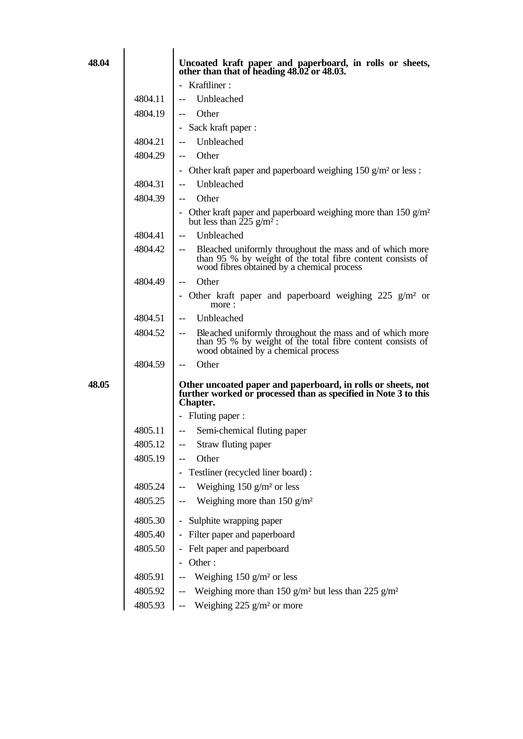| Heading | Subheading | Description |
|---|---|---|
| **48.04** | | **Uncoated kraft paper and paperboard, in rolls or sheets, other than that of heading 48.02 or 48.03.** |
| | | - Kraftliner : |
| | 4804.11 | -- Unbleached |
| | 4804.19 | -- Other |
| | | - Sack kraft paper : |
| | 4804.21 | -- Unbleached |
| | 4804.29 | -- Other |
| | | - Other kraft paper and paperboard weighing 150 g/m² or less : |
| | 4804.31 | -- Unbleached |
| | 4804.39 | -- Other |
| | | - Other kraft paper and paperboard weighing more than 150 g/m² but less than 225 g/m² : |
| | 4804.41 | -- Unbleached |
| | 4804.42 | -- Bleached uniformly throughout the mass and of which more than 95 % by weight of the total fibre content consists of wood fibres obtained by a chemical process |
| | 4804.49 | -- Other |
| | | - Other kraft paper and paperboard weighing 225 g/m² or more : |
| | 4804.51 | -- Unbleached |
| | 4804.52 | -- Bleached uniformly throughout the mass and of which more than 95 % by weight of the total fibre content consists of wood obtained by a chemical process |
| | 4804.59 | -- Other |
| **48.05** | | **Other uncoated paper and paperboard, in rolls or sheets, not further worked or processed than as specified in Note 3 to this Chapter.** |
| | | - Fluting paper : |
| | 4805.11 | -- Semi-chemical fluting paper |
| | 4805.12 | -- Straw fluting paper |
| | 4805.19 | -- Other |
| | | - Testliner (recycled liner board) : |
| | 4805.24 | -- Weighing 150 g/m² or less |
| | 4805.25 | -- Weighing more than 150 g/m² |
| | 4805.30 | - Sulphite wrapping paper |
| | 4805.40 | - Filter paper and paperboard |
| | 4805.50 | - Felt paper and paperboard |
| | | - Other : |
| | 4805.91 | -- Weighing 150 g/m² or less |
| | 4805.92 | -- Weighing more than 150 g/m² but less than 225 g/m² |
| | 4805.93 | -- Weighing 225 g/m² or more |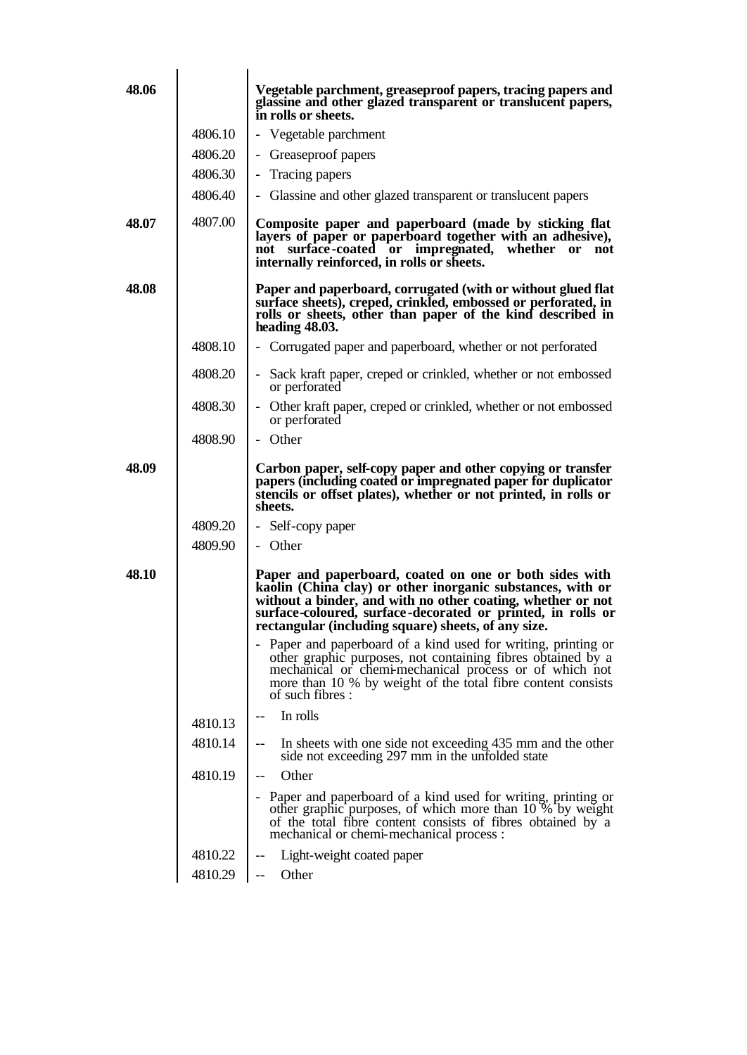| Heading | HS Code | Description |
|---|---|---|
| **48.06** | | **Vegetable parchment, greaseproof papers, tracing papers and glassine and other glazed transparent or translucent papers, in rolls or sheets.** |
| | 4806.10 | - Vegetable parchment |
| | 4806.20 | - Greaseproof papers |
| | 4806.30 | - Tracing papers |
| | 4806.40 | - Glassine and other glazed transparent or translucent papers |
| **48.07** | 4807.00 | **Composite paper and paperboard (made by sticking flat layers of paper or paperboard together with an adhesive), not surface-coated or impregnated, whether or not internally reinforced, in rolls or sheets.** |
| **48.08** | | **Paper and paperboard, corrugated (with or without glued flat surface sheets), creped, crinkled, embossed or perforated, in rolls or sheets, other than paper of the kind described in heading 48.03.** |
| | 4808.10 | - Corrugated paper and paperboard, whether or not perforated |
| | 4808.20 | - Sack kraft paper, creped or crinkled, whether or not embossed or perforated |
| | 4808.30 | - Other kraft paper, creped or crinkled, whether or not embossed or perforated |
| | 4808.90 | - Other |
| **48.09** | | **Carbon paper, self-copy paper and other copying or transfer papers (including coated or impregnated paper for duplicator stencils or offset plates), whether or not printed, in rolls or sheets.** |
| | 4809.20 | - Self-copy paper |
| | 4809.90 | - Other |
| **48.10** | | **Paper and paperboard, coated on one or both sides with kaolin (China clay) or other inorganic substances, with or without a binder, and with no other coating, whether or not surface-coloured, surface-decorated or printed, in rolls or rectangular (including square) sheets, of any size.** |
| | | - Paper and paperboard of a kind used for writing, printing or other graphic purposes, not containing fibres obtained by a mechanical or chemi-mechanical process or of which not more than 10 % by weight of the total fibre content consists of such fibres : |
| | 4810.13 | -- In rolls |
| | 4810.14 | -- In sheets with one side not exceeding 435 mm and the other side not exceeding 297 mm in the unfolded state |
| | 4810.19 | -- Other |
| | | - Paper and paperboard of a kind used for writing, printing or other graphic purposes, of which more than 10 % by weight of the total fibre content consists of fibres obtained by a mechanical or chemi-mechanical process : |
| | 4810.22 | -- Light-weight coated paper |
| | 4810.29 | -- Other |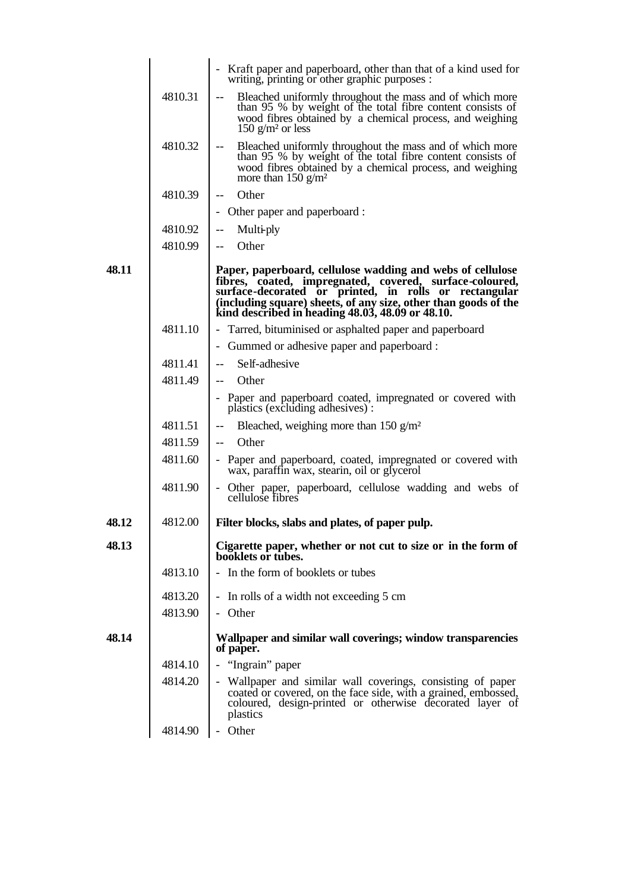| | | |
|---|---|---|
| | | - Kraft paper and paperboard, other than that of a kind used for writing, printing or other graphic purposes : |
| | 4810.31 | -- Bleached uniformly throughout the mass and of which more than 95 % by weight of the total fibre content consists of wood fibres obtained by a chemical process, and weighing 150 g/m² or less |
| | 4810.32 | -- Bleached uniformly throughout the mass and of which more than 95 % by weight of the total fibre content consists of wood fibres obtained by a chemical process, and weighing more than 150 g/m² |
| | 4810.39 | -- Other |
| | | - Other paper and paperboard : |
| | 4810.92 | -- Multi-ply |
| | 4810.99 | -- Other |
| **48.11** | | **Paper, paperboard, cellulose wadding and webs of cellulose fibres, coated, impregnated, covered, surface-coloured, surface-decorated or printed, in rolls or rectangular (including square) sheets, of any size, other than goods of the kind described in heading 48.03, 48.09 or 48.10.** |
| | 4811.10 | - Tarred, bituminised or asphalted paper and paperboard |
| | | - Gummed or adhesive paper and paperboard : |
| | 4811.41 | -- Self-adhesive |
| | 4811.49 | -- Other |
| | | - Paper and paperboard coated, impregnated or covered with plastics (excluding adhesives) : |
| | 4811.51 | -- Bleached, weighing more than 150 g/m² |
| | 4811.59 | -- Other |
| | 4811.60 | - Paper and paperboard, coated, impregnated or covered with wax, paraffin wax, stearin, oil or glycerol |
| | 4811.90 | - Other paper, paperboard, cellulose wadding and webs of cellulose fibres |
| **48.12** | 4812.00 | **Filter blocks, slabs and plates, of paper pulp.** |
| **48.13** | | **Cigarette paper, whether or not cut to size or in the form of booklets or tubes.** |
| | 4813.10 | - In the form of booklets or tubes |
| | 4813.20 | - In rolls of a width not exceeding 5 cm |
| | 4813.90 | - Other |
| **48.14** | | **Wallpaper and similar wall coverings; window transparencies of paper.** |
| | 4814.10 | - "Ingrain" paper |
| | 4814.20 | - Wallpaper and similar wall coverings, consisting of paper coated or covered, on the face side, with a grained, embossed, coloured, design-printed or otherwise decorated layer of plastics |
| | 4814.90 | - Other |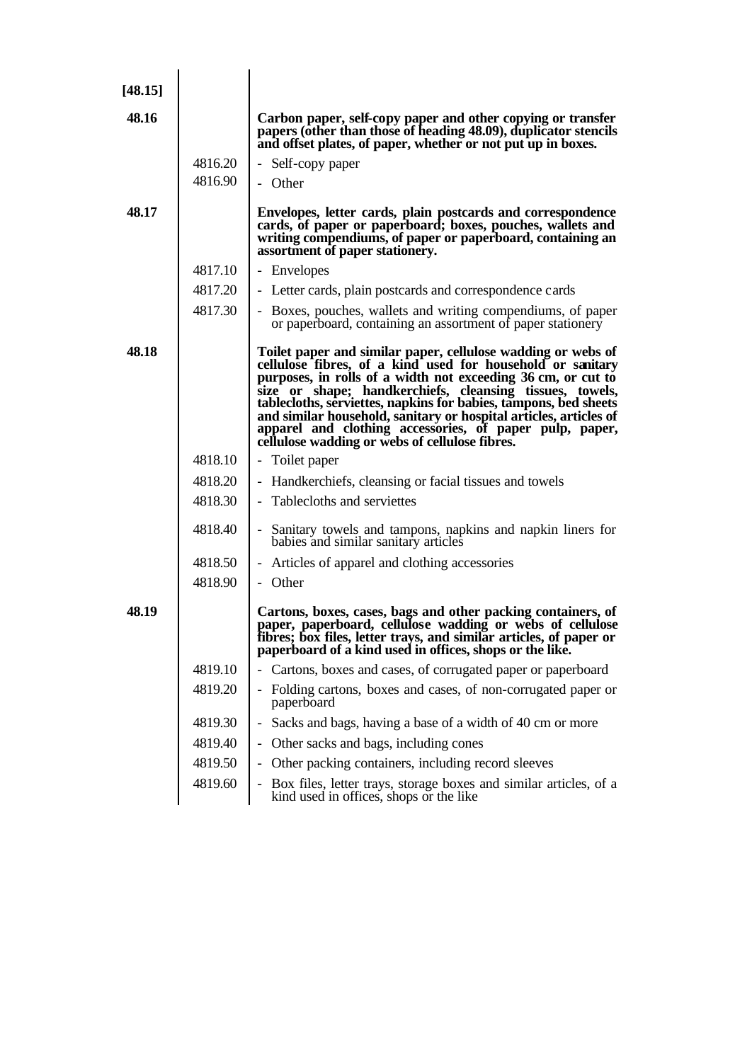| | | |
|---|---|---|
| [48.15] | | |
| 48.16 | | **Carbon paper, self-copy paper and other copying or transfer papers (other than those of heading 48.09), duplicator stencils and offset plates, of paper, whether or not put up in boxes.** |
| | 4816.20 | - Self-copy paper |
| | 4816.90 | - Other |
| 48.17 | | **Envelopes, letter cards, plain postcards and correspondence cards, of paper or paperboard; boxes, pouches, wallets and writing compendiums, of paper or paperboard, containing an assortment of paper stationery.** |
| | 4817.10 | - Envelopes |
| | 4817.20 | - Letter cards, plain postcards and correspondence cards |
| | 4817.30 | - Boxes, pouches, wallets and writing compendiums, of paper or paperboard, containing an assortment of paper stationery |
| 48.18 | | **Toilet paper and similar paper, cellulose wadding or webs of cellulose fibres, of a kind used for household or sanitary purposes, in rolls of a width not exceeding 36 cm, or cut to size or shape; handkerchiefs, cleansing tissues, towels, tablecloths, serviettes, napkins for babies, tampons, bed sheets and similar household, sanitary or hospital articles, articles of apparel and clothing accessories, of paper pulp, paper, cellulose wadding or webs of cellulose fibres.** |
| | 4818.10 | - Toilet paper |
| | 4818.20 | - Handkerchiefs, cleansing or facial tissues and towels |
| | 4818.30 | - Tablecloths and serviettes |
| | 4818.40 | - Sanitary towels and tampons, napkins and napkin liners for babies and similar sanitary articles |
| | 4818.50 | - Articles of apparel and clothing accessories |
| | 4818.90 | - Other |
| 48.19 | | **Cartons, boxes, cases, bags and other packing containers, of paper, paperboard, cellulose wadding or webs of cellulose fibres; box files, letter trays, and similar articles, of paper or paperboard of a kind used in offices, shops or the like.** |
| | 4819.10 | - Cartons, boxes and cases, of corrugated paper or paperboard |
| | 4819.20 | - Folding cartons, boxes and cases, of non-corrugated paper or paperboard |
| | 4819.30 | - Sacks and bags, having a base of a width of 40 cm or more |
| | 4819.40 | - Other sacks and bags, including cones |
| | 4819.50 | - Other packing containers, including record sleeves |
| | 4819.60 | - Box files, letter trays, storage boxes and similar articles, of a kind used in offices, shops or the like |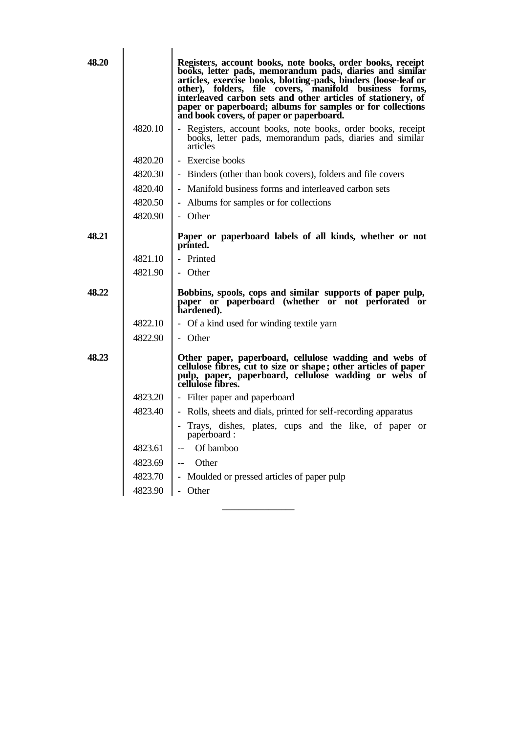| | | |
|---|---|---|
| **48.20** | | **Registers, account books, note books, order books, receipt books, letter pads, memorandum pads, diaries and similar articles, exercise books, blotting-pads, binders (loose-leaf or other), folders, file covers, manifold business forms, interleaved carbon sets and other articles of stationery, of paper or paperboard; albums for samples or for collections and book covers, of paper or paperboard.** |
| | 4820.10 | - Registers, account books, note books, order books, receipt books, letter pads, memorandum pads, diaries and similar articles |
| | 4820.20 | - Exercise books |
| | 4820.30 | - Binders (other than book covers), folders and file covers |
| | 4820.40 | - Manifold business forms and interleaved carbon sets |
| | 4820.50 | - Albums for samples or for collections |
| | 4820.90 | - Other |
| **48.21** | | **Paper or paperboard labels of all kinds, whether or not printed.** |
| | 4821.10 | - Printed |
| | 4821.90 | - Other |
| **48.22** | | **Bobbins, spools, cops and similar supports of paper pulp, paper or paperboard (whether or not perforated or hardened).** |
| | 4822.10 | - Of a kind used for winding textile yarn |
| | 4822.90 | - Other |
| **48.23** | | **Other paper, paperboard, cellulose wadding and webs of cellulose fibres, cut to size or shape; other articles of paper pulp, paper, paperboard, cellulose wadding or webs of cellulose fibres.** |
| | 4823.20 | - Filter paper and paperboard |
| | 4823.40 | - Rolls, sheets and dials, printed for self-recording apparatus |
| | | - Trays, dishes, plates, cups and the like, of paper or paperboard : |
| | 4823.61 | -- Of bamboo |
| | 4823.69 | -- Other |
| | 4823.70 | - Moulded or pressed articles of paper pulp |
| | 4823.90 | - Other |